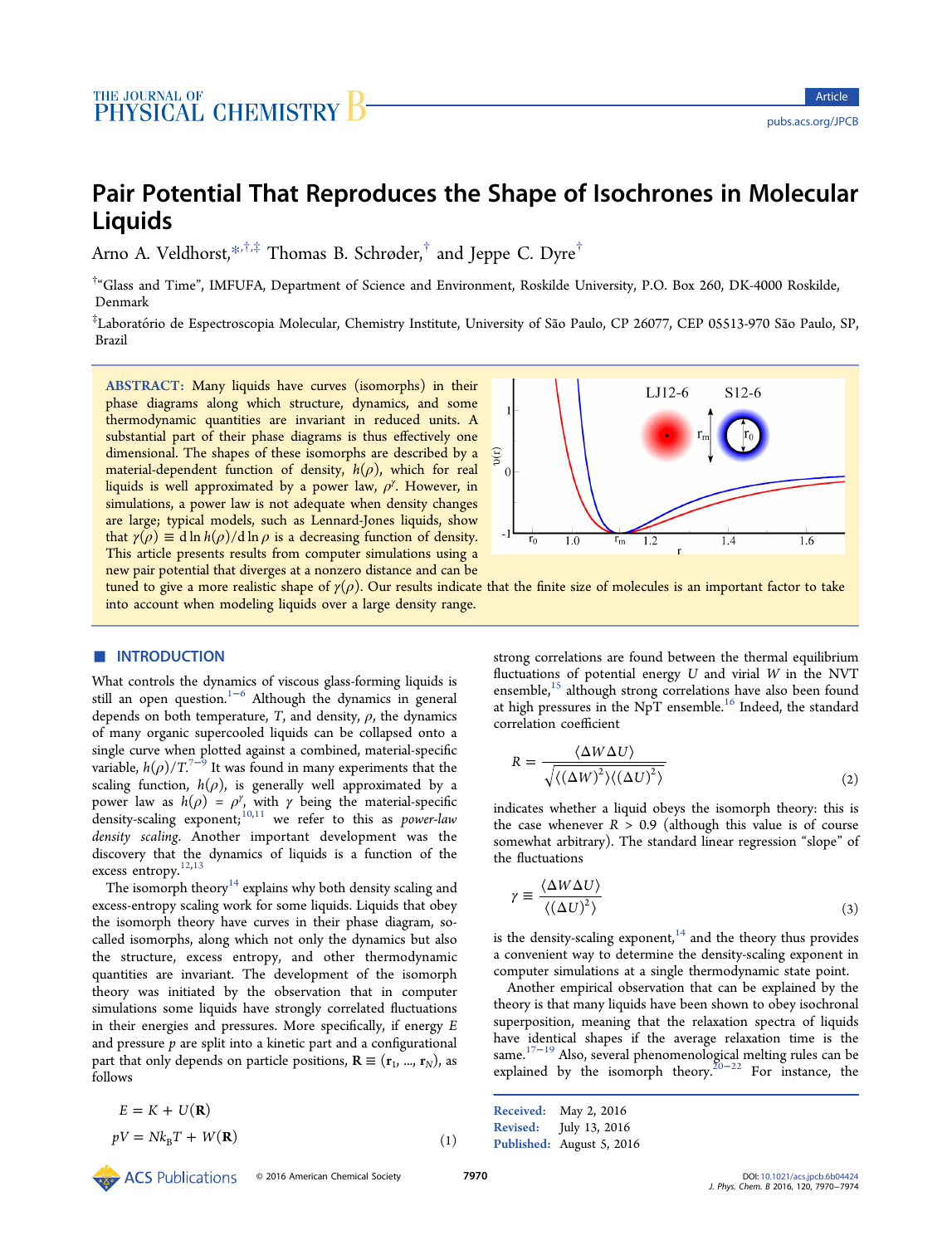# Pair Potential That Reproduces the Shape of Isochrones in Molecular Liquids

Arno A. Veldhorst,*[,†,‡] Thomas B. Schrøder,[†] and Jeppe C. Dyre[†]

[†]"Glass and Time", IMFUFA, Department of Science and Environment, Roskilde University, P.O. Box 260, DK-4000 Roskilde, Denmark

[‡]Laboratório de Espectroscopia Molecular, Chemistry Institute, University of São Paulo, CP 26077, CEP 05513-970 São Paulo, SP, Brazil

**ABSTRACT:** Many liquids have curves (isomorphs) in their phase diagrams along which structure, dynamics, and some thermodynamic quantities are invariant in reduced units. A substantial part of their phase diagrams is thus effectively one dimensional. The shapes of these isomorphs are described by a material-dependent function of density, $h(\rho)$, which for real liquids is well approximated by a power law, $\rho^\gamma$. However, in simulations, a power law is not adequate when density changes are large; typical models, such as Lennard-Jones liquids, show that $\gamma(\rho) \equiv \mathrm{d}\ln h(\rho)/\mathrm{d}\ln \rho$ is a decreasing function of density. This article presents results from computer simulations using a new pair potential that diverges at a nonzero distance and can be tuned to give a more realistic shape of $\gamma(\rho)$. Our results indicate that the finite size of molecules is an important factor to take into account when modeling liquids over a large density range.

## ■ INTRODUCTION

What controls the dynamics of viscous glass-forming liquids is still an open question.[1−6] Although the dynamics in general depends on both temperature, $T$, and density, $\rho$, the dynamics of many organic supercooled liquids can be collapsed onto a single curve when plotted against a combined, material-specific variable, $h(\rho)/T$.[7−9] It was found in many experiments that the scaling function, $h(\rho)$, is generally well approximated by a power law as $h(\rho) = \rho^\gamma$, with $\gamma$ being the material-specific density-scaling exponent;[10,11] we refer to this as *power-law density scaling*. Another important development was the discovery that the dynamics of liquids is a function of the excess entropy.[12,13]

The isomorph theory[14] explains why both density scaling and excess-entropy scaling work for some liquids. Liquids that obey the isomorph theory have curves in their phase diagram, so-called isomorphs, along which not only the dynamics but also the structure, excess entropy, and other thermodynamic quantities are invariant. The development of the isomorph theory was initiated by the observation that in computer simulations some liquids have strongly correlated fluctuations in their energies and pressures. More specifically, if energy $E$ and pressure $p$ are split into a kinetic part and a configurational part that only depends on particle positions, $\mathbf{R} \equiv (\mathbf{r}_1, ..., \mathbf{r}_N)$, as follows

$$
\begin{aligned}
E &= K + U(\mathbf{R}) \\
pV &= Nk_BT + W(\mathbf{R})
\end{aligned}
\tag{1}
$$

strong correlations are found between the thermal equilibrium fluctuations of potential energy $U$ and virial $W$ in the NVT ensemble,[15] although strong correlations have also been found at high pressures in the NpT ensemble.[16] Indeed, the standard correlation coefficient

$$
R = \frac{\langle \Delta W \Delta U \rangle}{\sqrt{\langle (\Delta W)^2 \rangle \langle (\Delta U)^2 \rangle}}
\tag{2}
$$

indicates whether a liquid obeys the isomorph theory: this is the case whenever $R > 0.9$ (although this value is of course somewhat arbitrary). The standard linear regression "slope" of the fluctuations

$$
\gamma \equiv \frac{\langle \Delta W \Delta U \rangle}{\langle (\Delta U)^2 \rangle}
\tag{3}
$$

is the density-scaling exponent,[14] and the theory thus provides a convenient way to determine the density-scaling exponent in computer simulations at a single thermodynamic state point.

Another empirical observation that can be explained by the theory is that many liquids have been shown to obey isochronal superposition, meaning that the relaxation spectra of liquids have identical shapes if the average relaxation time is the same.[17−19] Also, several phenomenological melting rules can be explained by the isomorph theory.[20−22] For instance, the

Received: May 2, 2016
Revised: July 13, 2016
Published: August 5, 2016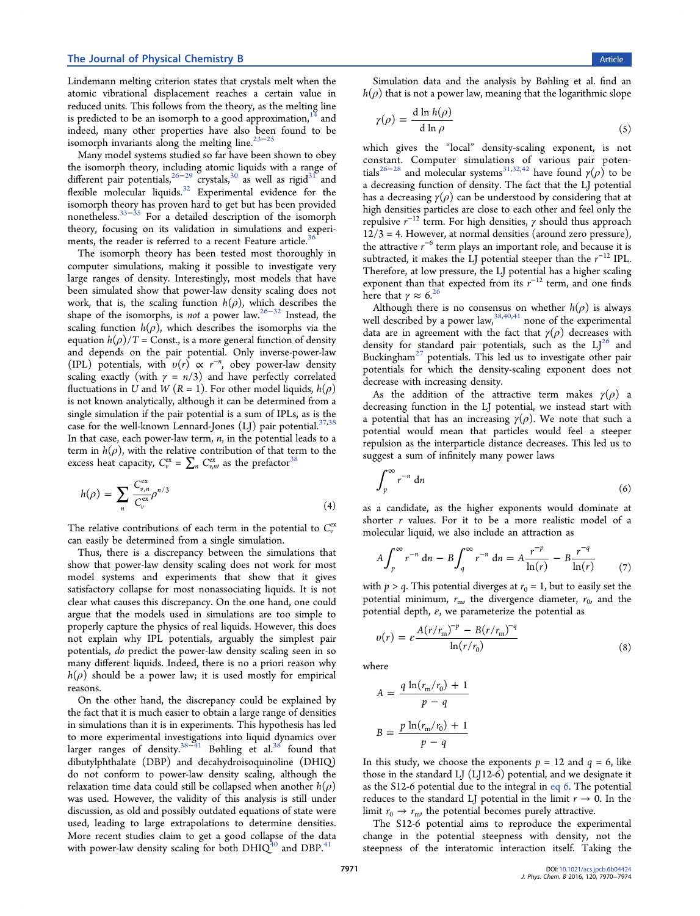Lindemann melting criterion states that crystals melt when the atomic vibrational displacement reaches a certain value in reduced units. This follows from the theory, as the melting line is predicted to be an isomorph to a good approximation,[14] and indeed, many other properties have also been found to be isomorph invariants along the melting line.[23−25]

Many model systems studied so far have been shown to obey the isomorph theory, including atomic liquids with a range of different pair potentials,[26−29] crystals,[30] as well as rigid[31] and flexible molecular liquids.[32] Experimental evidence for the isomorph theory has proven hard to get but has been provided nonetheless.[33−35] For a detailed description of the isomorph theory, focusing on its validation in simulations and experiments, the reader is referred to a recent Feature article.[36]

The isomorph theory has been tested most thoroughly in computer simulations, making it possible to investigate very large ranges of density. Interestingly, most models that have been simulated show that power-law density scaling does not work, that is, the scaling function $h(\rho)$, which describes the shape of the isomorphs, is *not* a power law.[26−32] Instead, the scaling function $h(\rho)$, which describes the isomorphs via the equation $h(\rho)/T = \text{Const.}$, is a more general function of density and depends on the pair potential. Only inverse-power-law (IPL) potentials, with $v(r) \propto r^{-n}$, obey power-law density scaling exactly (with $\gamma = n/3$) and have perfectly correlated fluctuations in $U$ and $W$ ($R = 1$). For other model liquids, $h(\rho)$ is not known analytically, although it can be determined from a single simulation if the pair potential is a sum of IPLs, as is the case for the well-known Lennard-Jones (LJ) pair potential.[37,38] In that case, each power-law term, $n$, in the potential leads to a term in $h(\rho)$, with the relative contribution of that term to the excess heat capacity, $C_v^{\text{ex}} = \sum_n C_{v,n}^{\text{ex}}$, as the prefactor[38]

$$h(\rho) = \sum_n \frac{C_{v,n}^{\text{ex}}}{C_v^{\text{ex}}} \rho^{n/3} \tag{4}$$

The relative contributions of each term in the potential to $C_v^{\text{ex}}$ can easily be determined from a single simulation.

Thus, there is a discrepancy between the simulations that show that power-law density scaling does not work for most model systems and experiments that show that it gives satisfactory collapse for most nonassociating liquids. It is not clear what causes this discrepancy. On the one hand, one could argue that the models used in simulations are too simple to properly capture the physics of real liquids. However, this does not explain why IPL potentials, arguably the simplest pair potentials, *do* predict the power-law density scaling seen in so many different liquids. Indeed, there is no a priori reason why $h(\rho)$ should be a power law; it is used mostly for empirical reasons.

On the other hand, the discrepancy could be explained by the fact that it is much easier to obtain a large range of densities in simulations than it is in experiments. This hypothesis has led to more experimental investigations into liquid dynamics over larger ranges of density.[38−41] Bøhling et al.[38] found that dibutylphthalate (DBP) and decahydroisoquinoline (DHIQ) do not conform to power-law density scaling, although the relaxation time data could still be collapsed when another $h(\rho)$ was used. However, the validity of this analysis is still under discussion, as old and possibly outdated equations of state were used, leading to large extrapolations to determine densities. More recent studies claim to get a good collapse of the data with power-law density scaling for both DHIQ[40] and DBP.[41]

Simulation data and the analysis by Bøhling et al. find an $h(\rho)$ that is not a power law, meaning that the logarithmic slope

$$\gamma(\rho) = \frac{\mathrm{d} \ln h(\rho)}{\mathrm{d} \ln \rho} \tag{5}$$

which gives the "local" density-scaling exponent, is not constant. Computer simulations of various pair potentials[26−28] and molecular systems[31,32,42] have found $\gamma(\rho)$ to be a decreasing function of density. The fact that the LJ potential has a decreasing $\gamma(\rho)$ can be understood by considering that at high densities particles are close to each other and feel only the repulsive $r^{-12}$ term. For high densities, $\gamma$ should thus approach $12/3 = 4$. However, at normal densities (around zero pressure), the attractive $r^{-6}$ term plays an important role, and because it is subtracted, it makes the LJ potential steeper than the $r^{-12}$ IPL. Therefore, at low pressure, the LJ potential has a higher scaling exponent than that expected from its $r^{-12}$ term, and one finds here that $\gamma \approx 6$.[26]

Although there is no consensus on whether $h(\rho)$ is always well described by a power law,[38,40,41] none of the experimental data are in agreement with the fact that $\gamma(\rho)$ decreases with density for standard pair potentials, such as the LJ[26] and Buckingham[27] potentials. This led us to investigate other pair potentials for which the density-scaling exponent does not decrease with increasing density.

As the addition of the attractive term makes $\gamma(\rho)$ a decreasing function in the LJ potential, we instead start with a potential that has an increasing $\gamma(\rho)$. We note that such a potential would mean that particles would feel a steeper repulsion as the interparticle distance decreases. This led us to suggest a sum of infinitely many power laws

$$\int_p^\infty r^{-n} \, \mathrm{d}n \tag{6}$$

as a candidate, as the higher exponents would dominate at shorter $r$ values. For it to be a more realistic model of a molecular liquid, we also include an attraction as

$$A \int_p^\infty r^{-n} \, \mathrm{d}n - B \int_q^\infty r^{-n} \, \mathrm{d}n = A \frac{r^{-p}}{\ln(r)} - B \frac{r^{-q}}{\ln(r)} \tag{7}$$

with $p > q$. This potential diverges at $r_0 = 1$, but to easily set the potential minimum, $r_m$, the divergence diameter, $r_0$, and the potential depth, $\varepsilon$, we parameterize the potential as

$$v(r) = \varepsilon \frac{A(r/r_m)^{-p} - B(r/r_m)^{-q}}{\ln(r/r_0)} \tag{8}$$

where

$$A = \frac{q \ln(r_m/r_0) + 1}{p - q}$$

$$B = \frac{p \ln(r_m/r_0) + 1}{p - q}$$

In this study, we choose the exponents $p = 12$ and $q = 6$, like those in the standard LJ (LJ12-6) potential, and we designate it as the S12-6 potential due to the integral in eq 6. The potential reduces to the standard LJ potential in the limit $r \to 0$. In the limit $r_0 \to r_m$, the potential becomes purely attractive.

The S12-6 potential aims to reproduce the experimental change in the potential steepness with density, not the steepness of the interatomic interaction itself. Taking the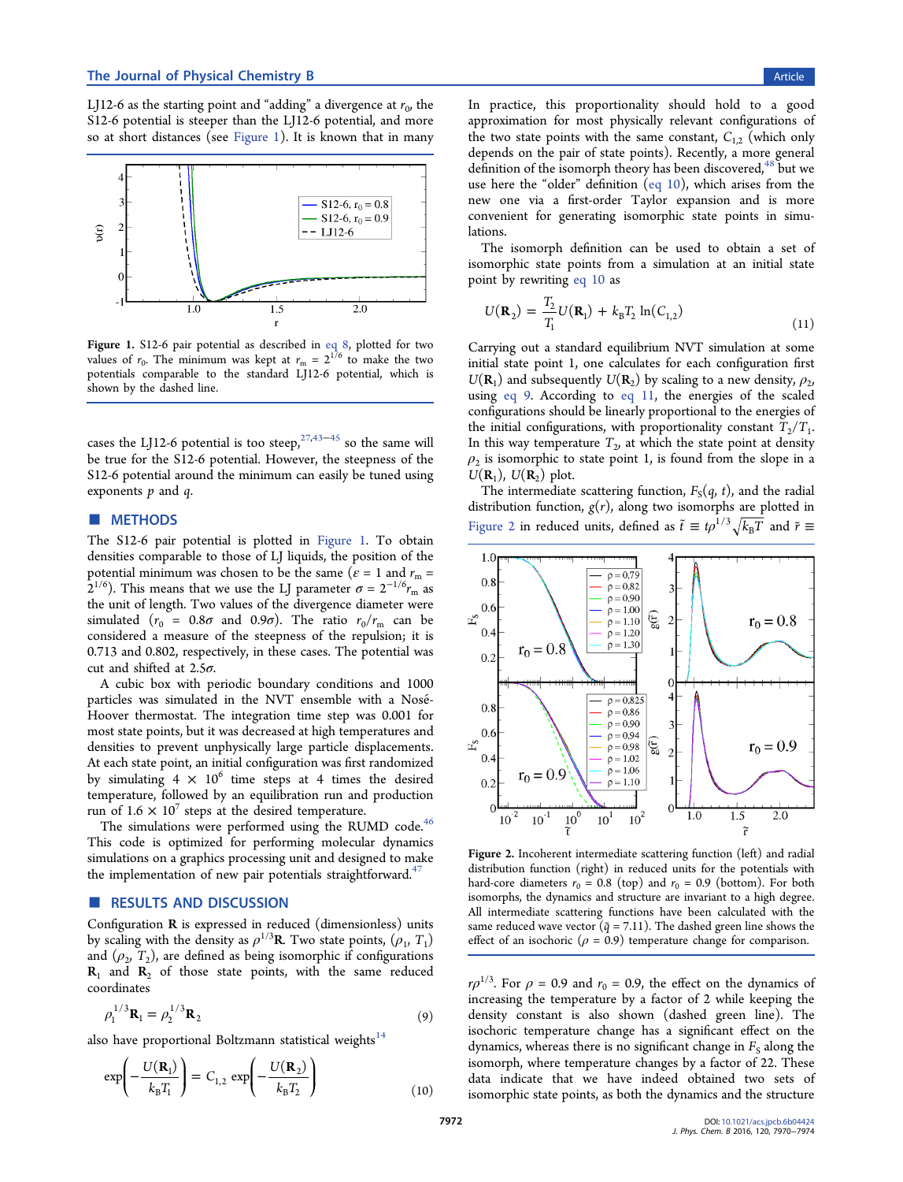LJ12-6 as the starting point and "adding" a divergence at $r_0$, the S12-6 potential is steeper than the LJ12-6 potential, and more so at short distances (see Figure 1). It is known that in many cases the LJ12-6 potential is too steep,[27,43−45] so the same will be true for the S12-6 potential. However, the steepness of the S12-6 potential around the minimum can easily be tuned using exponents $p$ and $q$.

Figure 1. S12-6 pair potential as described in eq 8, plotted for two values of $r_0$. The minimum was kept at $r_m = 2^{1/6}$ to make the two potentials comparable to the standard LJ12-6 potential, which is shown by the dashed line.

## METHODS

The S12-6 pair potential is plotted in Figure 1. To obtain densities comparable to those of LJ liquids, the position of the potential minimum was chosen to be the same ($\varepsilon = 1$ and $r_m = 2^{1/6}$). This means that we use the LJ parameter $\sigma = 2^{-1/6} r_m$ as the unit of length. Two values of the divergence diameter were simulated ($r_0 = 0.8\sigma$ and $0.9\sigma$). The ratio $r_0/r_m$ can be considered a measure of the steepness of the repulsion; it is 0.713 and 0.802, respectively, in these cases. The potential was cut and shifted at $2.5\sigma$.

A cubic box with periodic boundary conditions and 1000 particles was simulated in the NVT ensemble with a Nosé-Hoover thermostat. The integration time step was 0.001 for most state points, but it was decreased at high temperatures and densities to prevent unphysically large particle displacements. At each state point, an initial configuration was first randomized by simulating $4 \times 10^6$ time steps at 4 times the desired temperature, followed by an equilibration run and production run of $1.6 \times 10^7$ steps at the desired temperature.

The simulations were performed using the RUMD code.[46] This code is optimized for performing molecular dynamics simulations on a graphics processing unit and designed to make the implementation of new pair potentials straightforward.[47]

## RESULTS AND DISCUSSION

Configuration $\mathbf{R}$ is expressed in reduced (dimensionless) units by scaling with the density as $\rho^{1/3}\mathbf{R}$. Two state points, $(\rho_1, T_1)$ and $(\rho_2, T_2)$, are defined as being isomorphic if configurations $\mathbf{R}_1$ and $\mathbf{R}_2$ of those state points, with the same reduced coordinates

$$\rho_1^{1/3}\mathbf{R}_1 = \rho_2^{1/3}\mathbf{R}_2 \tag{9}$$

also have proportional Boltzmann statistical weights[14]

$$\exp\left(-\frac{U(\mathbf{R}_1)}{k_B T_1}\right) = C_{1,2} \exp\left(-\frac{U(\mathbf{R}_2)}{k_B T_2}\right) \tag{10}$$

In practice, this proportionality should hold to a good approximation for most physically relevant configurations of the two state points with the same constant, $C_{1,2}$ (which only depends on the pair of state points). Recently, a more general definition of the isomorph theory has been discovered,[48] but we use here the "older" definition (eq 10), which arises from the new one via a first-order Taylor expansion and is more convenient for generating isomorphic state points in simulations.

The isomorph definition can be used to obtain a set of isomorphic state points from a simulation at an initial state point by rewriting eq 10 as

$$U(\mathbf{R}_2) = \frac{T_2}{T_1} U(\mathbf{R}_1) + k_B T_2 \ln(C_{1,2}) \tag{11}$$

Carrying out a standard equilibrium NVT simulation at some initial state point 1, one calculates for each configuration first $U(\mathbf{R}_1)$ and subsequently $U(\mathbf{R}_2)$ by scaling to a new density, $\rho_2$, using eq 9. According to eq 11, the energies of the scaled configurations should be linearly proportional to the energies of the initial configurations, with proportionality constant $T_2/T_1$. In this way temperature $T_2$, at which the state point at density $\rho_2$ is isomorphic to state point 1, is found from the slope in a $U(\mathbf{R}_1)$, $U(\mathbf{R}_2)$ plot.

The intermediate scattering function, $F_S(q, t)$, and the radial distribution function, $g(r)$, along two isomorphs are plotted in Figure 2 in reduced units, defined as $\tilde{t} \equiv t\rho^{1/3}\sqrt{k_B T}$ and $\tilde{r} \equiv r\rho^{1/3}$. For $\rho = 0.9$ and $r_0 = 0.9$, the effect on the dynamics of increasing the temperature by a factor of 2 while keeping the density constant is also shown (dashed green line). The isochoric temperature change has a significant effect on the dynamics, whereas there is no significant change in $F_S$ along the isomorph, where temperature changes by a factor of 22. These data indicate that we have indeed obtained two sets of isomorphic state points, as both the dynamics and the structure

Figure 2. Incoherent intermediate scattering function (left) and radial distribution function (right) in reduced units for the potentials with hard-core diameters $r_0 = 0.8$ (top) and $r_0 = 0.9$ (bottom). For both isomorphs, the dynamics and structure are invariant to a high degree. All intermediate scattering functions have been calculated with the same reduced wave vector ($\tilde{q} = 7.11$). The dashed green line shows the effect of an isochoric ($\rho = 0.9$) temperature change for comparison.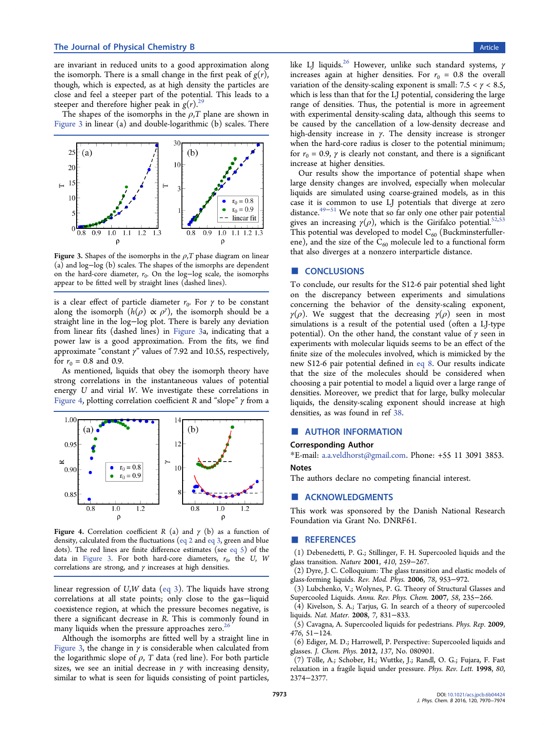are invariant in reduced units to a good approximation along the isomorph. There is a small change in the first peak of $g(r)$, though, which is expected, as at high density the particles are close and feel a steeper part of the potential. This leads to a steeper and therefore higher peak in $g(r)$.[29]

The shapes of the isomorphs in the $\rho$,$T$ plane are shown in Figure 3 in linear (a) and double-logarithmic (b) scales. There is a clear effect of particle diameter $r_0$. For $\gamma$ to be constant along the isomorph ($h(\rho) \propto \rho^\gamma$), the isomorph should be a straight line in the log–log plot. There is barely any deviation from linear fits (dashed lines) in Figure 3a, indicating that a power law is a good approximation. From the fits, we find approximate "constant $\gamma$" values of 7.92 and 10.55, respectively, for $r_0$ = 0.8 and 0.9.

Figure 3. Shapes of the isomorphs in the $\rho$,$T$ phase diagram on linear (a) and log–log (b) scales. The shapes of the ismorphs are dependent on the hard-core diameter, $r_0$. On the log–log scale, the isomorphs appear to be fitted well by straight lines (dashed lines).

As mentioned, liquids that obey the isomorph theory have strong correlations in the instantaneous values of potential energy $U$ and virial $W$. We investigate these correlations in Figure 4, plotting correlation coefficient $R$ and "slope" $\gamma$ from a linear regression of $U$,$W$ data (eq 3). The liquids have strong correlations at all state points; only close to the gas–liquid coexistence region, at which the pressure becomes negative, is there a significant decrease in $R$. This is commonly found in many liquids when the pressure approaches zero.[26]

Figure 4. Correlation coefficient $R$ (a) and $\gamma$ (b) as a function of density, calculated from the fluctuations (eq 2 and eq 3, green and blue dots). The red lines are finite difference estimates (see eq 5) of the data in Figure 3. For both hard-core diameters, $r_0$, the $U$, $W$ correlations are strong, and $\gamma$ increases at high densities.

Although the isomorphs are fitted well by a straight line in Figure 3, the change in $\gamma$ is considerable when calculated from the logarithmic slope of $\rho$, $T$ data (red line). For both particle sizes, we see an initial decrease in $\gamma$ with increasing density, similar to what is seen for liquids consisting of point particles, like LJ liquids.[26] However, unlike such standard systems, $\gamma$ increases again at higher densities. For $r_0$ = 0.8 the overall variation of the density-scaling exponent is small: $7.5 < \gamma < 8.5$, which is less than that for the LJ potential, considering the large range of densities. Thus, the potential is more in agreement with experimental density-scaling data, although this seems to be caused by the cancellation of a low-density decrease and high-density increase in $\gamma$. The density increase is stronger when the hard-core radius is closer to the potential minimum; for $r_0$ = 0.9, $\gamma$ is clearly not constant, and there is a significant increase at higher densities.

Our results show the importance of potential shape when large density changes are involved, especially when molecular liquids are simulated using coarse-grained models, as in this case it is common to use LJ potentials that diverge at zero distance.[49−51] We note that so far only one other pair potential gives an increasing $\gamma(\rho)$, which is the Girifalco potential.[52,53] This potential was developed to model $C_{60}$ (Buckminsterfullerene), and the size of the $C_{60}$ molecule led to a functional form that also diverges at a nonzero interparticle distance.

## CONCLUSIONS

To conclude, our results for the S12-6 pair potential shed light on the discrepancy between experiments and simulations concerning the behavior of the density-scaling exponent, $\gamma(\rho)$. We suggest that the decreasing $\gamma(\rho)$ seen in most simulations is a result of the potential used (often a LJ-type potential). On the other hand, the constant value of $\gamma$ seen in experiments with molecular liquids seems to be an effect of the finite size of the molecules involved, which is mimicked by the new S12-6 pair potential defined in eq 8. Our results indicate that the size of the molecules should be considered when choosing a pair potential to model a liquid over a large range of densities. Moreover, we predict that for large, bulky molecular liquids, the density-scaling exponent should increase at high densities, as was found in ref 38.

## AUTHOR INFORMATION

### Corresponding Author

*E-mail: a.a.veldhorst@gmail.com. Phone: +55 11 3091 3853.

### Notes

The authors declare no competing financial interest.

## ACKNOWLEDGMENTS

This work was sponsored by the Danish National Research Foundation via Grant No. DNRF61.

## REFERENCES

(1) Debenedetti, P. G.; Stillinger, F. H. Supercooled liquids and the glass transition. *Nature* **2001**, *410*, 259−267.

(2) Dyre, J. C. Colloquium: The glass transition and elastic models of glass-forming liquids. *Rev. Mod. Phys.* **2006**, *78*, 953−972.

(3) Lubchenko, V.; Wolynes, P. G. Theory of Structural Glasses and Supercooled Liquids. *Annu. Rev. Phys. Chem.* **2007**, *58*, 235−266.

(4) Kivelson, S. A.; Tarjus, G. In search of a theory of supercooled liquids. *Nat. Mater.* **2008**, *7*, 831−833.

(5) Cavagna, A. Supercooled liquids for pedestrians. *Phys. Rep.* **2009**, *476*, 51−124.

(6) Ediger, M. D.; Harrowell, P. Perspective: Supercooled liquids and glasses. *J. Chem. Phys.* **2012**, *137*, No. 080901.

(7) Tölle, A.; Schober, H.; Wuttke, J.; Randl, O. G.; Fujara, F. Fast relaxation in a fragile liquid under pressure. *Phys. Rev. Lett.* **1998**, *80*, 2374−2377.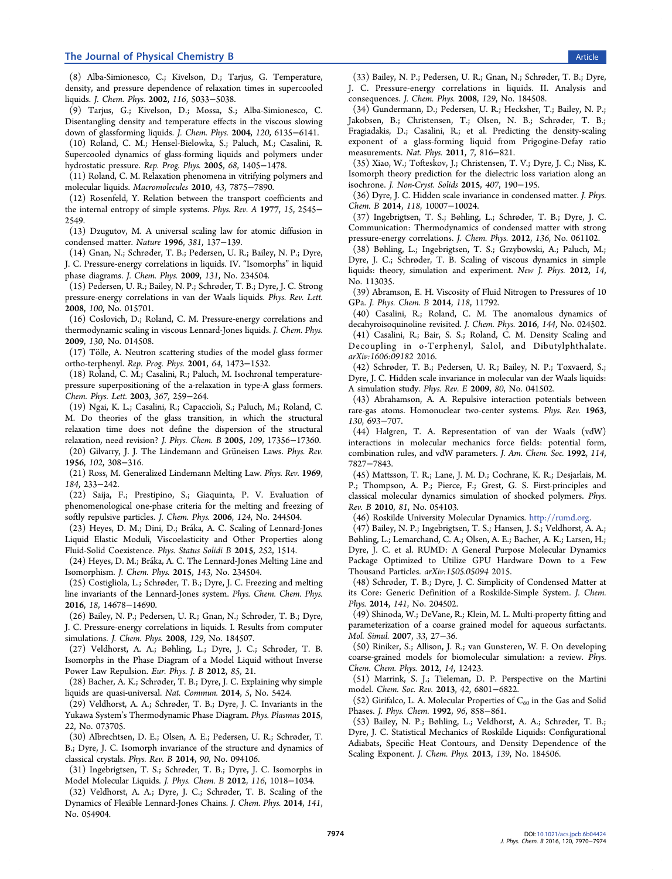(8) Alba-Simionesco, C.; Kivelson, D.; Tarjus, G. Temperature, density, and pressure dependence of relaxation times in supercooled liquids. *J. Chem. Phys.* **2002**, *116*, 5033−5038.

(9) Tarjus, G.; Kivelson, D.; Mossa, S.; Alba-Simionesco, C. Disentangling density and temperature effects in the viscous slowing down of glassforming liquids. *J. Chem. Phys.* **2004**, *120*, 6135−6141.

(10) Roland, C. M.; Hensel-Bielowka, S.; Paluch, M.; Casalini, R. Supercooled dynamics of glass-forming liquids and polymers under hydrostatic pressure. *Rep. Prog. Phys.* **2005**, *68*, 1405−1478.

(11) Roland, C. M. Relaxation phenomena in vitrifying polymers and molecular liquids. *Macromolecules* **2010**, *43*, 7875−7890.

(12) Rosenfeld, Y. Relation between the transport coefficients and the internal entropy of simple systems. *Phys. Rev. A* **1977**, *15*, 2545−2549.

(13) Dzugutov, M. A universal scaling law for atomic diffusion in condensed matter. *Nature* **1996**, *381*, 137−139.

(14) Gnan, N.; Schrøder, T. B.; Pedersen, U. R.; Bailey, N. P.; Dyre, J. C. Pressure-energy correlations in liquids. IV. "Isomorphs" in liquid phase diagrams. *J. Chem. Phys.* **2009**, *131*, No. 234504.

(15) Pedersen, U. R.; Bailey, N. P.; Schrøder, T. B.; Dyre, J. C. Strong pressure-energy correlations in van der Waals liquids. *Phys. Rev. Lett.* **2008**, *100*, No. 015701.

(16) Coslovich, D.; Roland, C. M. Pressure-energy correlations and thermodynamic scaling in viscous Lennard-Jones liquids. *J. Chem. Phys.* **2009**, *130*, No. 014508.

(17) Tölle, A. Neutron scattering studies of the model glass former ortho-terphenyl. *Rep. Prog. Phys.* **2001**, *64*, 1473−1532.

(18) Roland, C. M.; Casalini, R.; Paluch, M. Isochronal temperature-pressure superpositioning of the a-relaxation in type-A glass formers. *Chem. Phys. Lett.* **2003**, *367*, 259−264.

(19) Ngai, K. L.; Casalini, R.; Capaccioli, S.; Paluch, M.; Roland, C. M. Do theories of the glass transition, in which the structural relaxation time does not define the dispersion of the structural relaxation, need revision? *J. Phys. Chem. B* **2005**, *109*, 17356−17360.

(20) Gilvarry, J. J. The Lindemann and Grüneisen Laws. *Phys. Rev.* **1956**, *102*, 308−316.

(21) Ross, M. Generalized Lindemann Melting Law. *Phys. Rev.* **1969**, *184*, 233−242.

(22) Saija, F.; Prestipino, S.; Giaquinta, P. V. Evaluation of phenomenological one-phase criteria for the melting and freezing of softly repulsive particles. *J. Chem. Phys.* **2006**, *124*, No. 244504.

(23) Heyes, D. M.; Dini, D.; Bráka, A. C. Scaling of Lennard-Jones Liquid Elastic Moduli, Viscoelasticity and Other Properties along Fluid-Solid Coexistence. *Phys. Status Solidi B* **2015**, *252*, 1514.

(24) Heyes, D. M.; Bráka, A. C. The Lennard-Jones Melting Line and Isomorphism. *J. Chem. Phys.* **2015**, *143*, No. 234504.

(25) Costigliola, L.; Schrøder, T. B.; Dyre, J. C. Freezing and melting line invariants of the Lennard-Jones system. *Phys. Chem. Chem. Phys.* **2016**, *18*, 14678−14690.

(26) Bailey, N. P.; Pedersen, U. R.; Gnan, N.; Schrøder, T. B.; Dyre, J. C. Pressure-energy correlations in liquids. I. Results from computer simulations. *J. Chem. Phys.* **2008**, *129*, No. 184507.

(27) Veldhorst, A. A.; Bøhling, L.; Dyre, J. C.; Schrøder, T. B. Isomorphs in the Phase Diagram of a Model Liquid without Inverse Power Law Repulsion. *Eur. Phys. J. B* **2012**, *85*, 21.

(28) Bacher, A. K.; Schrøder, T. B.; Dyre, J. C. Explaining why simple liquids are quasi-universal. *Nat. Commun.* **2014**, *5*, No. 5424.

(29) Veldhorst, A. A.; Schrøder, T. B.; Dyre, J. C. Invariants in the Yukawa System's Thermodynamic Phase Diagram. *Phys. Plasmas* **2015**, *22*, No. 073705.

(30) Albrechtsen, D. E.; Olsen, A. E.; Pedersen, U. R.; Schrøder, T. B.; Dyre, J. C. Isomorph invariance of the structure and dynamics of classical crystals. *Phys. Rev. B* **2014**, *90*, No. 094106.

(31) Ingebrigtsen, T. S.; Schrøder, T. B.; Dyre, J. C. Isomorphs in Model Molecular Liquids. *J. Phys. Chem. B* **2012**, *116*, 1018−1034.

(32) Veldhorst, A. A.; Dyre, J. C.; Schrøder, T. B. Scaling of the Dynamics of Flexible Lennard-Jones Chains. *J. Chem. Phys.* **2014**, *141*, No. 054904.

(33) Bailey, N. P.; Pedersen, U. R.; Gnan, N.; Schrøder, T. B.; Dyre, J. C. Pressure-energy correlations in liquids. II. Analysis and consequences. *J. Chem. Phys.* **2008**, *129*, No. 184508.

(34) Gundermann, D.; Pedersen, U. R.; Hecksher, T.; Bailey, N. P.; Jakobsen, B.; Christensen, T.; Olsen, N. B.; Schrøder, T. B.; Fragiadakis, D.; Casalini, R.; et al. Predicting the density-scaling exponent of a glass-forming liquid from Prigogine-Defay ratio measurements. *Nat. Phys.* **2011**, *7*, 816−821.

(35) Xiao, W.; Tofteskov, J.; Christensen, T. V.; Dyre, J. C.; Niss, K. Isomorph theory prediction for the dielectric loss variation along an isochrone. *J. Non-Cryst. Solids* **2015**, *407*, 190−195.

(36) Dyre, J. C. Hidden scale invariance in condensed matter. *J. Phys. Chem. B* **2014**, *118*, 10007−10024.

(37) Ingebrigtsen, T. S.; Bøhling, L.; Schrøder, T. B.; Dyre, J. C. Communication: Thermodynamics of condensed matter with strong pressure-energy correlations. *J. Chem. Phys.* **2012**, *136*, No. 061102.

(38) Bøhling, L.; Ingebrigtsen, T. S.; Grzybowski, A.; Paluch, M.; Dyre, J. C.; Schrøder, T. B. Scaling of viscous dynamics in simple liquids: theory, simulation and experiment. *New J. Phys.* **2012**, *14*, No. 113035.

(39) Abramson, E. H. Viscosity of Fluid Nitrogen to Pressures of 10 GPa. *J. Phys. Chem. B* **2014**, *118*, 11792.

(40) Casalini, R.; Roland, C. M. The anomalous dynamics of decahyroisoquinoline revisited. *J. Chem. Phys.* **2016**, *144*, No. 024502.

(41) Casalini, R.; Bair, S. S.; Roland, C. M. Density Scaling and Decoupling in o-Terphenyl, Salol, and Dibutylphthalate. *arXiv:1606:09182* 2016.

(42) Schrøder, T. B.; Pedersen, U. R.; Bailey, N. P.; Toxvaerd, S.; Dyre, J. C. Hidden scale invariance in molecular van der Waals liquids: A simulation study. *Phys. Rev. E* **2009**, *80*, No. 041502.

(43) Abrahamson, A. A. Repulsive interaction potentials between rare-gas atoms. Homonuclear two-center systems. *Phys. Rev.* **1963**, *130*, 693−707.

(44) Halgren, T. A. Representation of van der Waals (vdW) interactions in molecular mechanics force fields: potential form, combination rules, and vdW parameters. *J. Am. Chem. Soc.* **1992**, *114*, 7827−7843.

(45) Mattsson, T. R.; Lane, J. M. D.; Cochrane, K. R.; Desjarlais, M. P.; Thompson, A. P.; Pierce, F.; Grest, G. S. First-principles and classical molecular dynamics simulation of shocked polymers. *Phys. Rev. B* **2010**, *81*, No. 054103.

(46) Roskilde University Molecular Dynamics. http://rumd.org.

(47) Bailey, N. P.; Ingebrigtsen, T. S.; Hansen, J. S.; Veldhorst, A. A.; Bøhling, L.; Lemarchand, C. A.; Olsen, A. E.; Bacher, A. K.; Larsen, H.; Dyre, J. C. et al. RUMD: A General Purpose Molecular Dynamics Package Optimized to Utilize GPU Hardware Down to a Few Thousand Particles. *arXiv:1505.05094* 2015.

(48) Schrøder, T. B.; Dyre, J. C. Simplicity of Condensed Matter at its Core: Generic Definition of a Roskilde-Simple System. *J. Chem. Phys.* **2014**, *141*, No. 204502.

(49) Shinoda, W.; DeVane, R.; Klein, M. L. Multi-property fitting and parameterization of a coarse grained model for aqueous surfactants. *Mol. Simul.* **2007**, *33*, 27−36.

(50) Riniker, S.; Allison, J. R.; van Gunsteren, W. F. On developing coarse-grained models for biomolecular simulation: a review. *Phys. Chem. Chem. Phys.* **2012**, *14*, 12423.

(51) Marrink, S. J.; Tieleman, D. P. Perspective on the Martini model. *Chem. Soc. Rev.* **2013**, *42*, 6801−6822.

(52) Girifalco, L. A. Molecular Properties of $C_{60}$ in the Gas and Solid Phases. *J. Phys. Chem.* **1992**, *96*, 858−861.

(53) Bailey, N. P.; Bøhling, L.; Veldhorst, A. A.; Schrøder, T. B.; Dyre, J. C. Statistical Mechanics of Roskilde Liquids: Configurational Adiabats, Specific Heat Contours, and Density Dependence of the Scaling Exponent. *J. Chem. Phys.* **2013**, *139*, No. 184506.